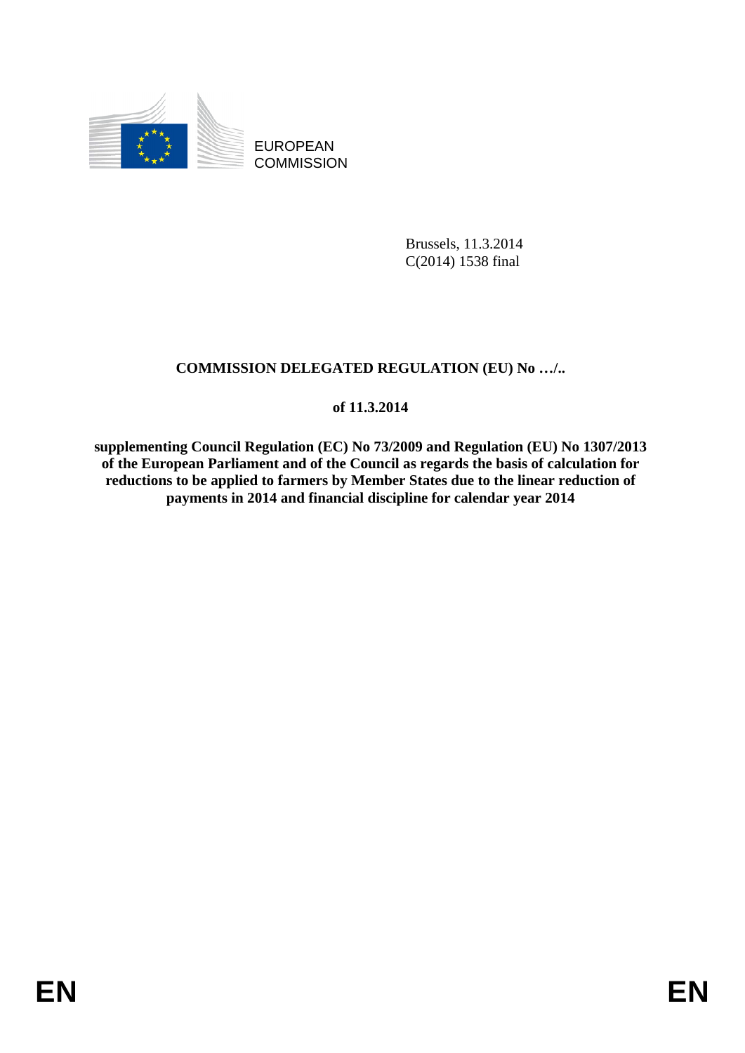EUROPEAN COMMISSION

Brussels, 11.3.2014
C(2014) 1538 final

**COMMISSION DELEGATED REGULATION (EU) No …/..**

**of 11.3.2014**

**supplementing Council Regulation (EC) No 73/2009 and Regulation (EU) No 1307/2013 of the European Parliament and of the Council as regards the basis of calculation for reductions to be applied to farmers by Member States due to the linear reduction of payments in 2014 and financial discipline for calendar year 2014**

EN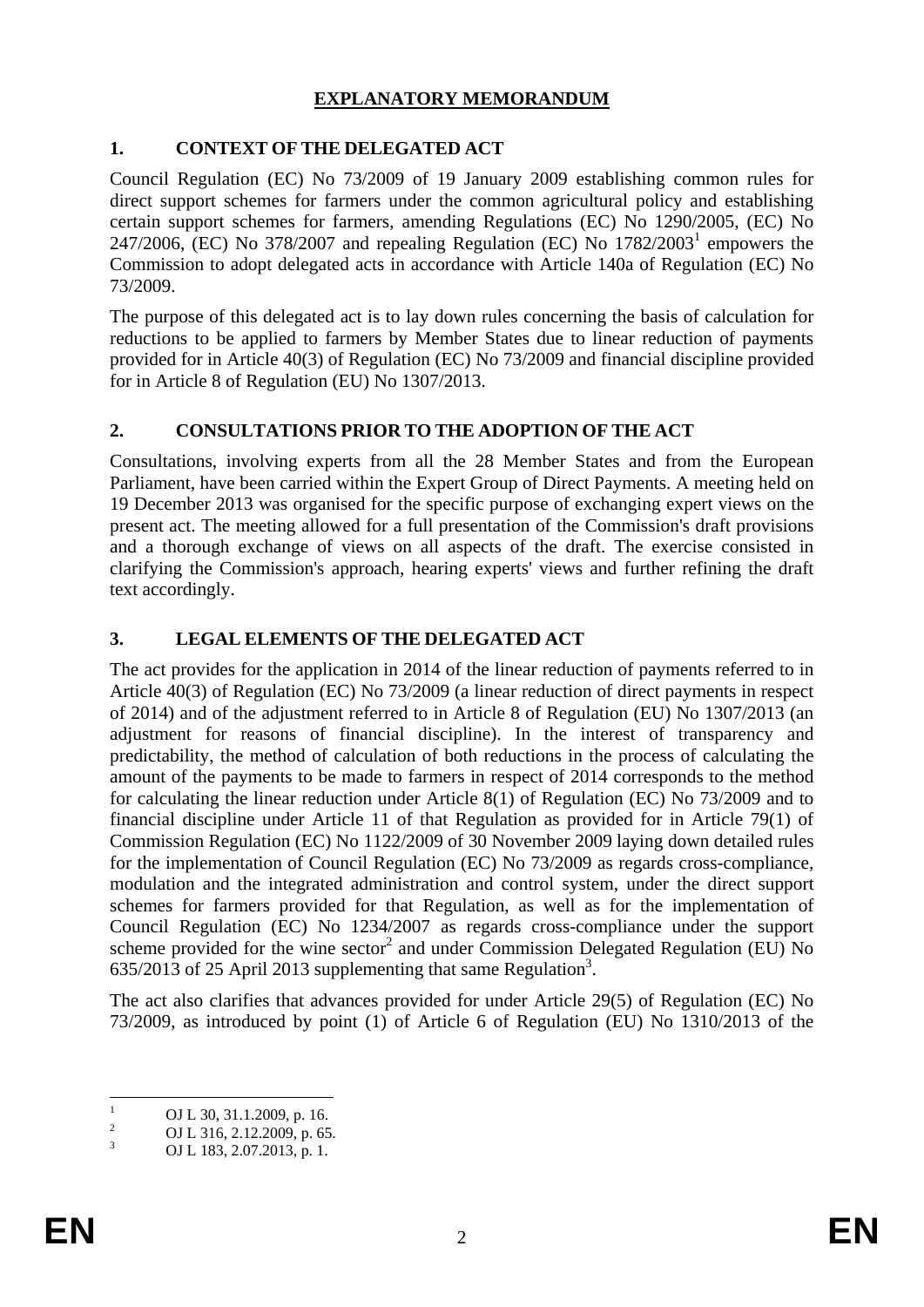# EXPLANATORY MEMORANDUM

## 1. CONTEXT OF THE DELEGATED ACT

Council Regulation (EC) No 73/2009 of 19 January 2009 establishing common rules for direct support schemes for farmers under the common agricultural policy and establishing certain support schemes for farmers, amending Regulations (EC) No 1290/2005, (EC) No 247/2006, (EC) No 378/2007 and repealing Regulation (EC) No 1782/2003[1] empowers the Commission to adopt delegated acts in accordance with Article 140a of Regulation (EC) No 73/2009.

The purpose of this delegated act is to lay down rules concerning the basis of calculation for reductions to be applied to farmers by Member States due to linear reduction of payments provided for in Article 40(3) of Regulation (EC) No 73/2009 and financial discipline provided for in Article 8 of Regulation (EU) No 1307/2013.

## 2. CONSULTATIONS PRIOR TO THE ADOPTION OF THE ACT

Consultations, involving experts from all the 28 Member States and from the European Parliament, have been carried within the Expert Group of Direct Payments. A meeting held on 19 December 2013 was organised for the specific purpose of exchanging expert views on the present act. The meeting allowed for a full presentation of the Commission's draft provisions and a thorough exchange of views on all aspects of the draft. The exercise consisted in clarifying the Commission's approach, hearing experts' views and further refining the draft text accordingly.

## 3. LEGAL ELEMENTS OF THE DELEGATED ACT

The act provides for the application in 2014 of the linear reduction of payments referred to in Article 40(3) of Regulation (EC) No 73/2009 (a linear reduction of direct payments in respect of 2014) and of the adjustment referred to in Article 8 of Regulation (EU) No 1307/2013 (an adjustment for reasons of financial discipline). In the interest of transparency and predictability, the method of calculation of both reductions in the process of calculating the amount of the payments to be made to farmers in respect of 2014 corresponds to the method for calculating the linear reduction under Article 8(1) of Regulation (EC) No 73/2009 and to financial discipline under Article 11 of that Regulation as provided for in Article 79(1) of Commission Regulation (EC) No 1122/2009 of 30 November 2009 laying down detailed rules for the implementation of Council Regulation (EC) No 73/2009 as regards cross-compliance, modulation and the integrated administration and control system, under the direct support schemes for farmers provided for that Regulation, as well as for the implementation of Council Regulation (EC) No 1234/2007 as regards cross-compliance under the support scheme provided for the wine sector[2] and under Commission Delegated Regulation (EU) No 635/2013 of 25 April 2013 supplementing that same Regulation[3].

The act also clarifies that advances provided for under Article 29(5) of Regulation (EC) No 73/2009, as introduced by point (1) of Article 6 of Regulation (EU) No 1310/2013 of the

[1] OJ L 30, 31.1.2009, p. 16.

[2] OJ L 316, 2.12.2009, p. 65.

[3] OJ L 183, 2.07.2013, p. 1.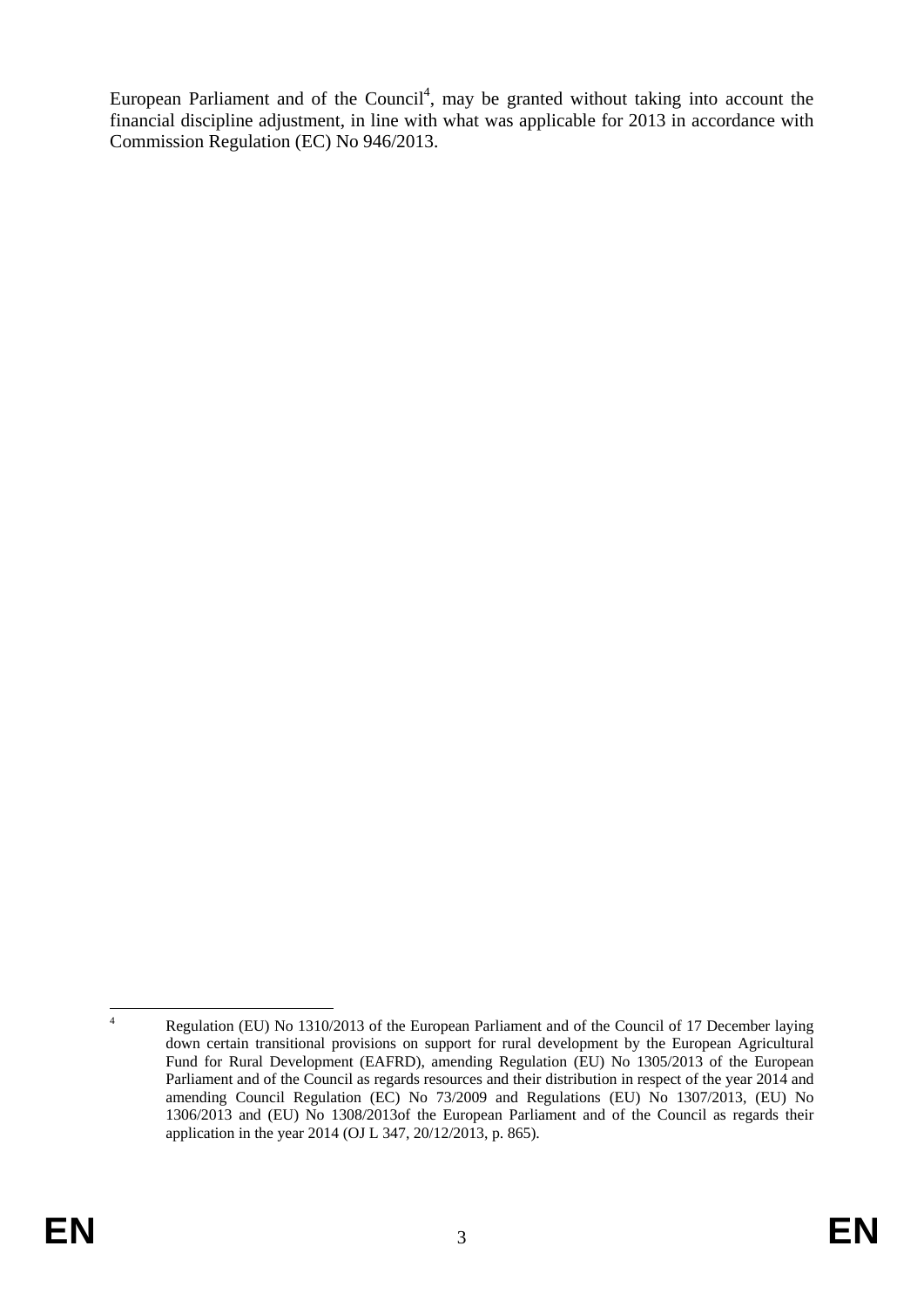European Parliament and of the Council[4], may be granted without taking into account the financial discipline adjustment, in line with what was applicable for 2013 in accordance with Commission Regulation (EC) No 946/2013.

---

[4] Regulation (EU) No 1310/2013 of the European Parliament and of the Council of 17 December laying down certain transitional provisions on support for rural development by the European Agricultural Fund for Rural Development (EAFRD), amending Regulation (EU) No 1305/2013 of the European Parliament and of the Council as regards resources and their distribution in respect of the year 2014 and amending Council Regulation (EC) No 73/2009 and Regulations (EU) No 1307/2013, (EU) No 1306/2013 and (EU) No 1308/2013of the European Parliament and of the Council as regards their application in the year 2014 (OJ L 347, 20/12/2013, p. 865).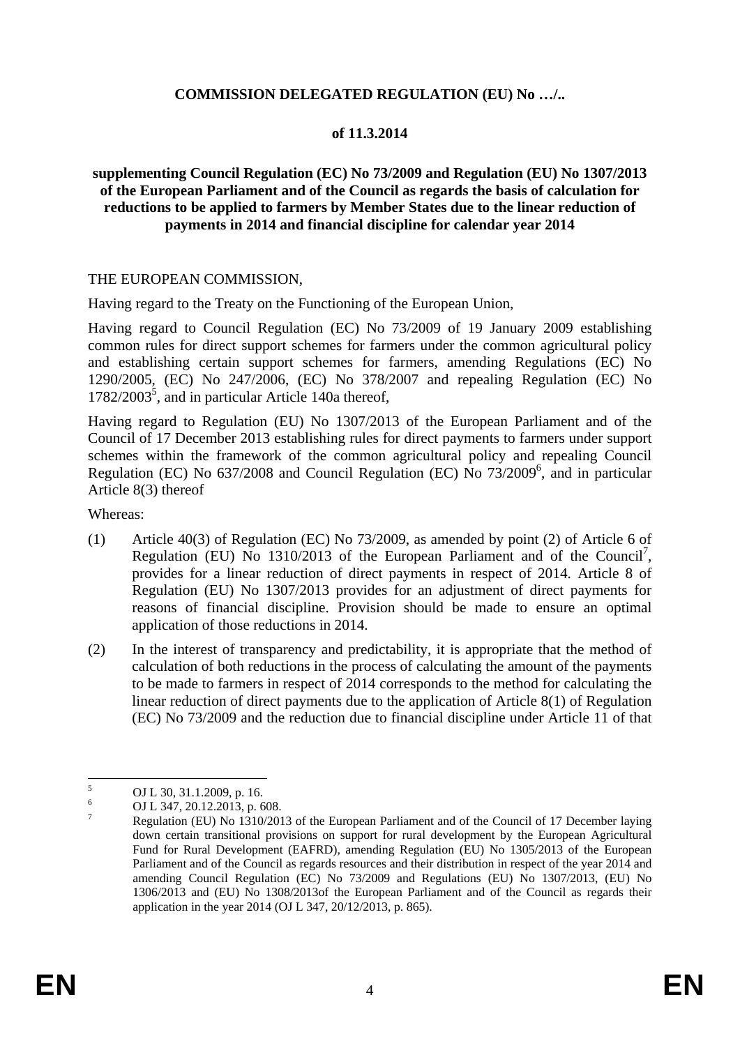**COMMISSION DELEGATED REGULATION (EU) No …/..**

**of 11.3.2014**

**supplementing Council Regulation (EC) No 73/2009 and Regulation (EU) No 1307/2013 of the European Parliament and of the Council as regards the basis of calculation for reductions to be applied to farmers by Member States due to the linear reduction of payments in 2014 and financial discipline for calendar year 2014**

THE EUROPEAN COMMISSION,

Having regard to the Treaty on the Functioning of the European Union,

Having regard to Council Regulation (EC) No 73/2009 of 19 January 2009 establishing common rules for direct support schemes for farmers under the common agricultural policy and establishing certain support schemes for farmers, amending Regulations (EC) No 1290/2005, (EC) No 247/2006, (EC) No 378/2007 and repealing Regulation (EC) No 1782/2003[5], and in particular Article 140a thereof,

Having regard to Regulation (EU) No 1307/2013 of the European Parliament and of the Council of 17 December 2013 establishing rules for direct payments to farmers under support schemes within the framework of the common agricultural policy and repealing Council Regulation (EC) No 637/2008 and Council Regulation (EC) No 73/2009[6], and in particular Article 8(3) thereof

Whereas:

(1) Article 40(3) of Regulation (EC) No 73/2009, as amended by point (2) of Article 6 of Regulation (EU) No 1310/2013 of the European Parliament and of the Council[7], provides for a linear reduction of direct payments in respect of 2014. Article 8 of Regulation (EU) No 1307/2013 provides for an adjustment of direct payments for reasons of financial discipline. Provision should be made to ensure an optimal application of those reductions in 2014.

(2) In the interest of transparency and predictability, it is appropriate that the method of calculation of both reductions in the process of calculating the amount of the payments to be made to farmers in respect of 2014 corresponds to the method for calculating the linear reduction of direct payments due to the application of Article 8(1) of Regulation (EC) No 73/2009 and the reduction due to financial discipline under Article 11 of that

---

[5] OJ L 30, 31.1.2009, p. 16.

[6] OJ L 347, 20.12.2013, p. 608.

[7] Regulation (EU) No 1310/2013 of the European Parliament and of the Council of 17 December laying down certain transitional provisions on support for rural development by the European Agricultural Fund for Rural Development (EAFRD), amending Regulation (EU) No 1305/2013 of the European Parliament and of the Council as regards resources and their distribution in respect of the year 2014 and amending Council Regulation (EC) No 73/2009 and Regulations (EU) No 1307/2013, (EU) No 1306/2013 and (EU) No 1308/2013of the European Parliament and of the Council as regards their application in the year 2014 (OJ L 347, 20/12/2013, p. 865).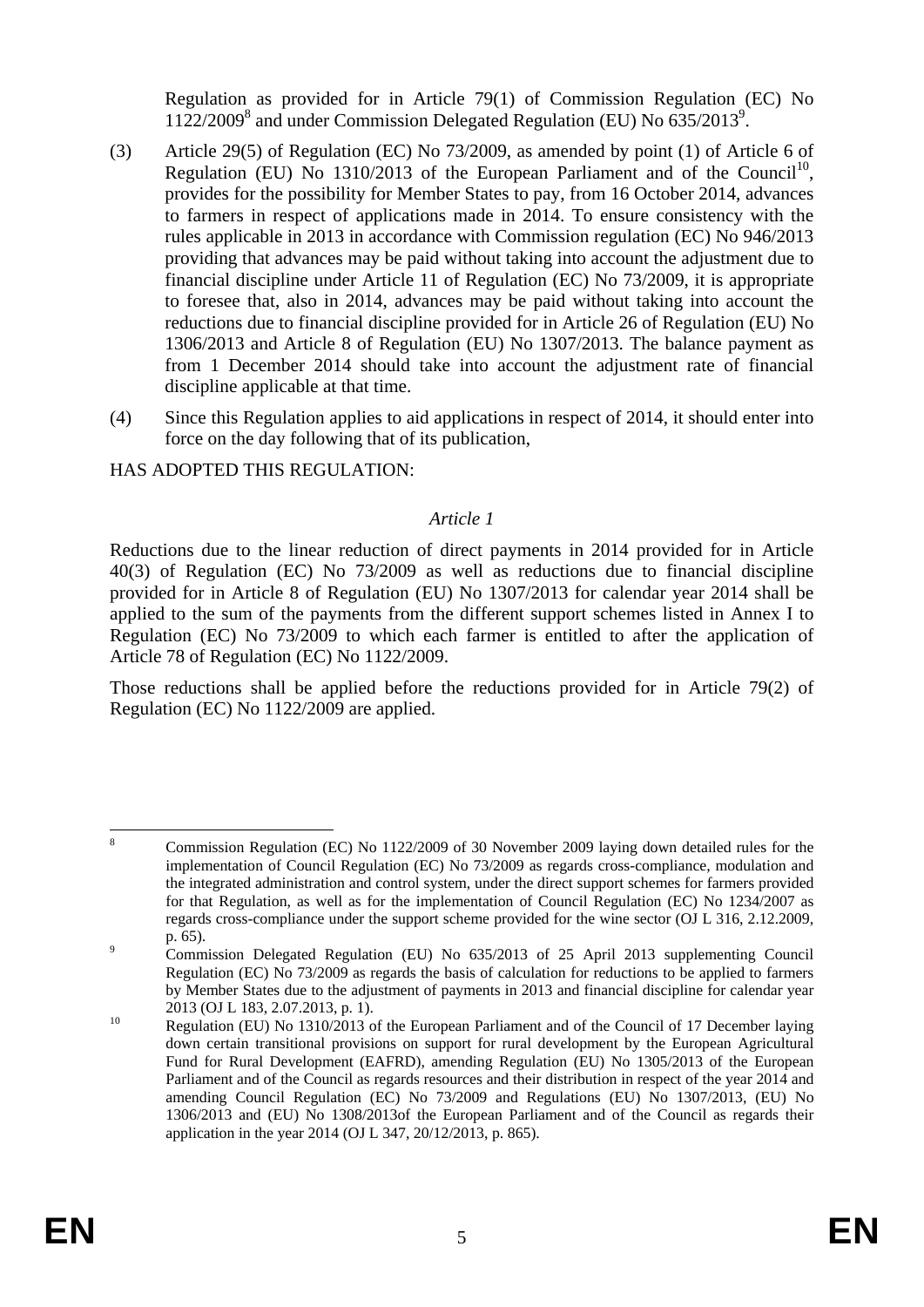Regulation as provided for in Article 79(1) of Commission Regulation (EC) No 1122/2009[8] and under Commission Delegated Regulation (EU) No 635/2013[9].

(3) Article 29(5) of Regulation (EC) No 73/2009, as amended by point (1) of Article 6 of Regulation (EU) No 1310/2013 of the European Parliament and of the Council[10], provides for the possibility for Member States to pay, from 16 October 2014, advances to farmers in respect of applications made in 2014. To ensure consistency with the rules applicable in 2013 in accordance with Commission regulation (EC) No 946/2013 providing that advances may be paid without taking into account the adjustment due to financial discipline under Article 11 of Regulation (EC) No 73/2009, it is appropriate to foresee that, also in 2014, advances may be paid without taking into account the reductions due to financial discipline provided for in Article 26 of Regulation (EU) No 1306/2013 and Article 8 of Regulation (EU) No 1307/2013. The balance payment as from 1 December 2014 should take into account the adjustment rate of financial discipline applicable at that time.

(4) Since this Regulation applies to aid applications in respect of 2014, it should enter into force on the day following that of its publication,

HAS ADOPTED THIS REGULATION:

*Article 1*

Reductions due to the linear reduction of direct payments in 2014 provided for in Article 40(3) of Regulation (EC) No 73/2009 as well as reductions due to financial discipline provided for in Article 8 of Regulation (EU) No 1307/2013 for calendar year 2014 shall be applied to the sum of the payments from the different support schemes listed in Annex I to Regulation (EC) No 73/2009 to which each farmer is entitled to after the application of Article 78 of Regulation (EC) No 1122/2009.

Those reductions shall be applied before the reductions provided for in Article 79(2) of Regulation (EC) No 1122/2009 are applied.

---

[8] Commission Regulation (EC) No 1122/2009 of 30 November 2009 laying down detailed rules for the implementation of Council Regulation (EC) No 73/2009 as regards cross-compliance, modulation and the integrated administration and control system, under the direct support schemes for farmers provided for that Regulation, as well as for the implementation of Council Regulation (EC) No 1234/2007 as regards cross-compliance under the support scheme provided for the wine sector (OJ L 316, 2.12.2009, p. 65).

[9] Commission Delegated Regulation (EU) No 635/2013 of 25 April 2013 supplementing Council Regulation (EC) No 73/2009 as regards the basis of calculation for reductions to be applied to farmers by Member States due to the adjustment of payments in 2013 and financial discipline for calendar year 2013 (OJ L 183, 2.07.2013, p. 1).

[10] Regulation (EU) No 1310/2013 of the European Parliament and of the Council of 17 December laying down certain transitional provisions on support for rural development by the European Agricultural Fund for Rural Development (EAFRD), amending Regulation (EU) No 1305/2013 of the European Parliament and of the Council as regards resources and their distribution in respect of the year 2014 and amending Council Regulation (EC) No 73/2009 and Regulations (EU) No 1307/2013, (EU) No 1306/2013 and (EU) No 1308/2013of the European Parliament and of the Council as regards their application in the year 2014 (OJ L 347, 20/12/2013, p. 865).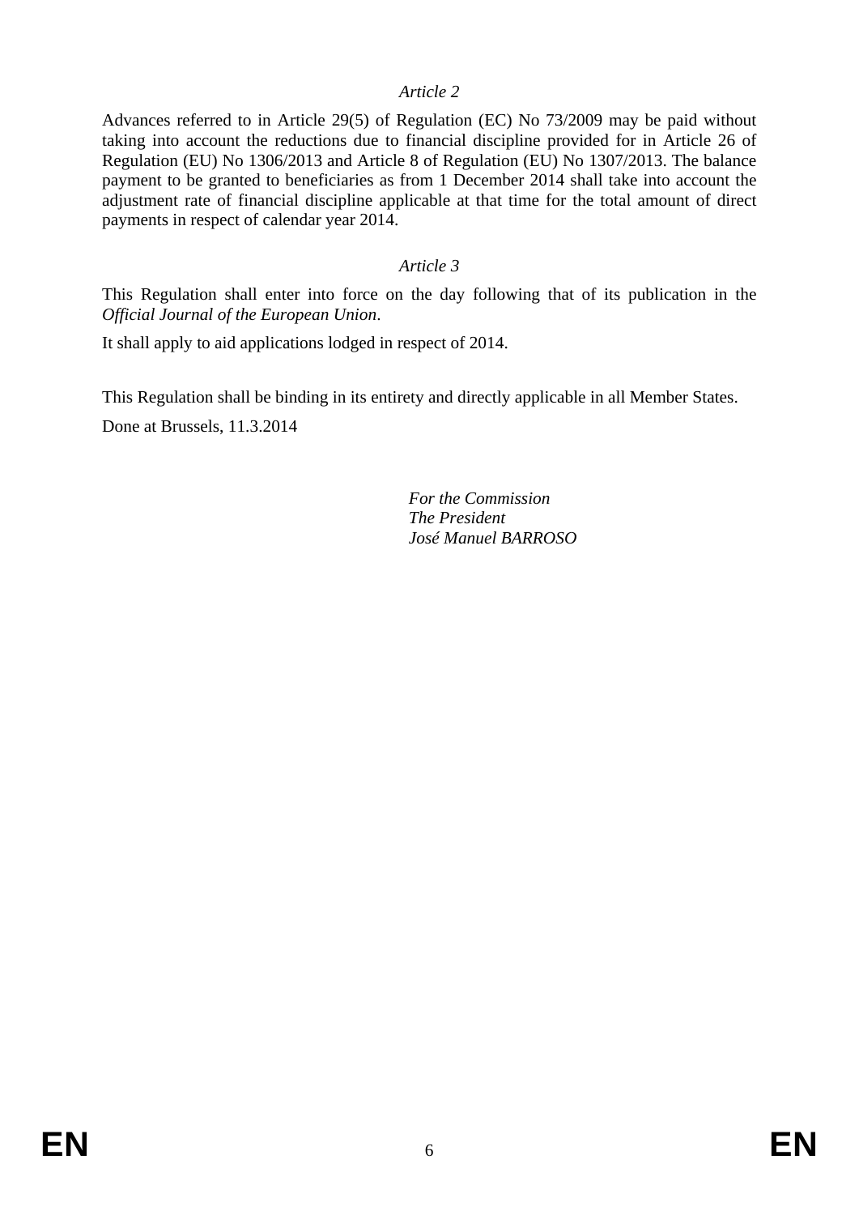*Article 2*

Advances referred to in Article 29(5) of Regulation (EC) No 73/2009 may be paid without taking into account the reductions due to financial discipline provided for in Article 26 of Regulation (EU) No 1306/2013 and Article 8 of Regulation (EU) No 1307/2013. The balance payment to be granted to beneficiaries as from 1 December 2014 shall take into account the adjustment rate of financial discipline applicable at that time for the total amount of direct payments in respect of calendar year 2014.

*Article 3*

This Regulation shall enter into force on the day following that of its publication in the *Official Journal of the European Union*.

It shall apply to aid applications lodged in respect of 2014.

This Regulation shall be binding in its entirety and directly applicable in all Member States.

Done at Brussels, 11.3.2014

*For the Commission*
*The President*
*José Manuel BARROSO*